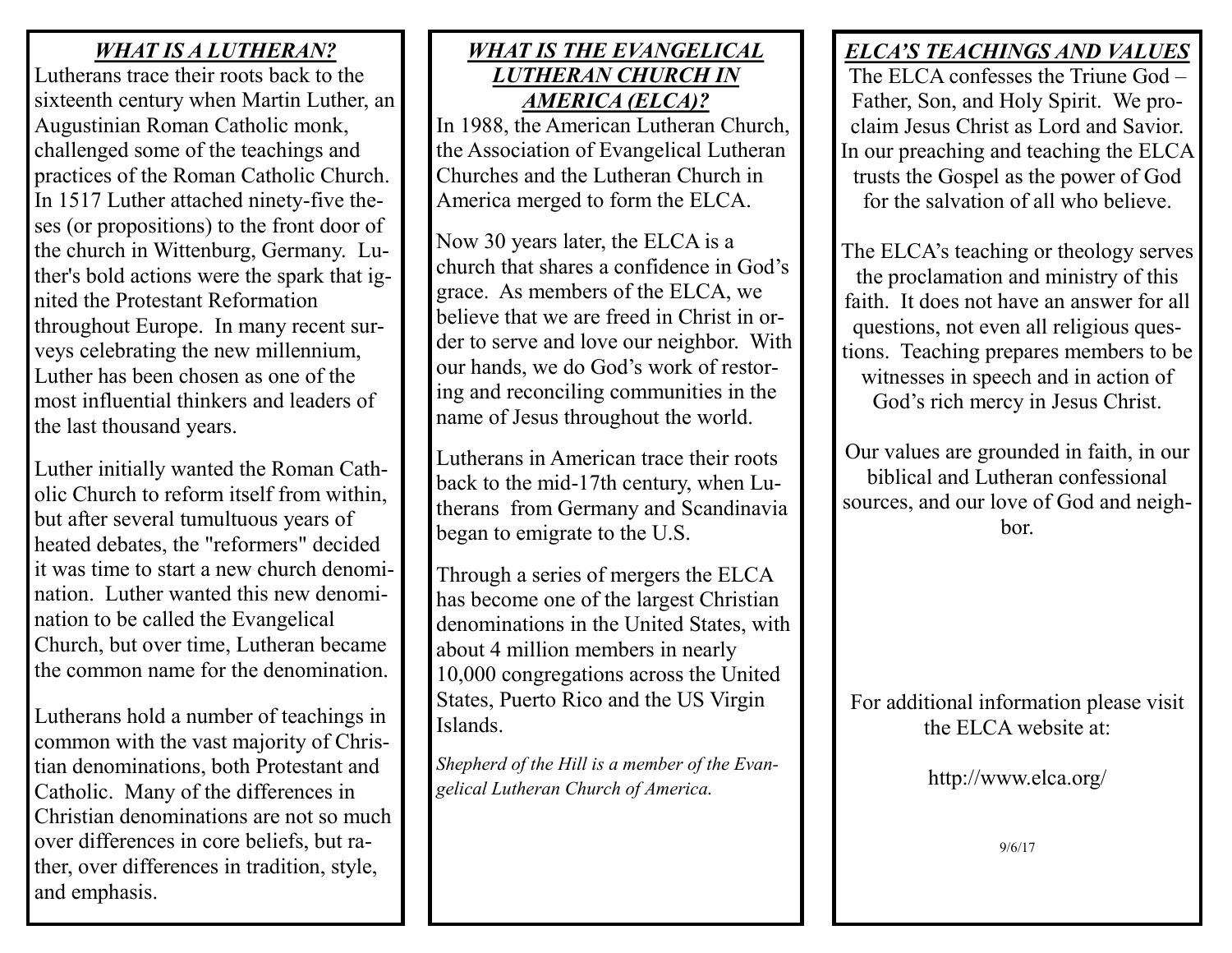## *WHAT IS A LUTHERAN?*

Lutherans trace their roots back to the sixteenth century when Martin Luther, an Augustinian Roman Catholic monk, challenged some of the teachings and practices of the Roman Catholic Church. In 1517 Luther attached ninety-five theses (or propositions) to the front door of the church in Wittenburg, Germany. Luther's bold actions were the spark that ignited the Protestant Reformation throughout Europe. In many recent surveys celebrating the new millennium, Luther has been chosen as one of the most influential thinkers and leaders of the last thousand years.

Luther initially wanted the Roman Catholic Church to reform itself from within, but after several tumultuous years of heated debates, the "reformers" decided it was time to start a new church denomination. Luther wanted this new denomination to be called the Evangelical Church, but over time, Lutheran became the common name for the denomination.

Lutherans hold a number of teachings in common with the vast majority of Christian denominations, both Protestant and Catholic. Many of the differences in Christian denominations are not so much over differences in core beliefs, but rather, over differences in tradition, style, and emphasis.

## *WHAT IS THE EVANGELICAL LUTHERAN CHURCH IN AMERICA (ELCA)?*

In 1988, the American Lutheran Church, the Association of Evangelical Lutheran Churches and the Lutheran Church in America merged to form the ELCA.

Now 30 years later, the ELCA is a church that shares a confidence in God's grace. As members of the ELCA, we believe that we are freed in Christ in order to serve and love our neighbor. With our hands, we do God's work of restoring and reconciling communities in the name of Jesus throughout the world.

Lutherans in American trace their roots back to the mid-17th century, when Lutherans from Germany and Scandinavia began to emigrate to the U.S.

Through a series of mergers the ELCA has become one of the largest Christian denominations in the United States, with about 4 million members in nearly 10,000 congregations across the United States, Puerto Rico and the US Virgin Islands.

*Shepherd of the Hill is a member of the Evangelical Lutheran Church of America.*

## *ELCA'S TEACHINGS AND VALUES*

The ELCA confesses the Triune God – Father, Son, and Holy Spirit. We proclaim Jesus Christ as Lord and Savior. In our preaching and teaching the ELCA trusts the Gospel as the power of God for the salvation of all who believe.

The ELCA's teaching or theology serves the proclamation and ministry of this faith. It does not have an answer for all questions, not even all religious questions. Teaching prepares members to be witnesses in speech and in action of God's rich mercy in Jesus Christ.

Our values are grounded in faith, in our biblical and Lutheran confessional sources, and our love of God and neighbor.

For additional information please visit the ELCA website at:

http://www.elca.org/

9/6/17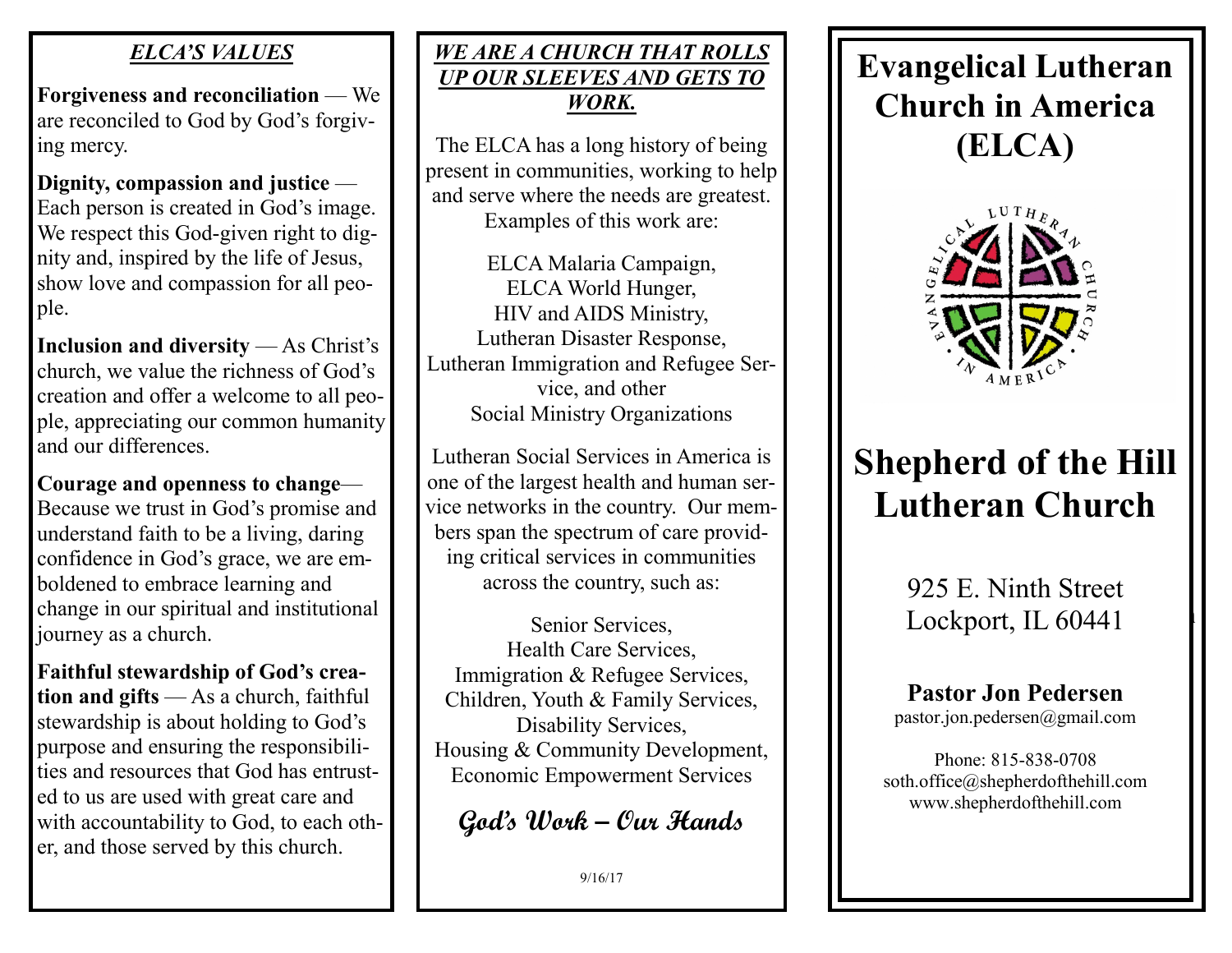## *ELCA'S VALUES*

**Forgiveness and reconciliation** — We are reconciled to God by God's forgiving mercy.

**Dignity, compassion and justice** — Each person is created in God's image. We respect this God-given right to dignity and, inspired by the life of Jesus, show love and compassion for all people.

**Inclusion and diversity** — As Christ's church, we value the richness of God's creation and offer a welcome to all people, appreciating our common humanity and our differences.

**Courage and openness to change**— Because we trust in God's promise and understand faith to be a living, daring confidence in God's grace, we are emboldened to embrace learning and change in our spiritual and institutional journey as a church.

**Faithful stewardship of God's creation and gifts** — As a church, faithful stewardship is about holding to God's purpose and ensuring the responsibilities and resources that God has entrusted to us are used with great care and with accountability to God, to each other, and those served by this church.

## *WE ARE A CHURCH THAT ROLLS UP OUR SLEEVES AND GETS TO WORK.*

The ELCA has a long history of being present in communities, working to help and serve where the needs are greatest. Examples of this work are:

ELCA Malaria Campaign,
ELCA World Hunger,
HIV and AIDS Ministry,
Lutheran Disaster Response,
Lutheran Immigration and Refugee Service, and other
Social Ministry Organizations

Lutheran Social Services in America is one of the largest health and human service networks in the country. Our members span the spectrum of care providing critical services in communities across the country, such as:

Senior Services,
Health Care Services,
Immigration & Refugee Services,
Children, Youth & Family Services,
Disability Services,
Housing & Community Development,
Economic Empowerment Services

***God's Work – Our Hands***

9/16/17

# Evangelical Lutheran Church in America (ELCA)

EVANGELICAL LUTHERAN CHURCH IN AMERICA

# Shepherd of the Hill Lutheran Church

925 E. Ninth Street
Lockport, IL 60441

**Pastor Jon Pedersen**
pastor.jon.pedersen@gmail.com

Phone: 815-838-0708
soth.office@shepherdofthehill.com
www.shepherdofthehill.com